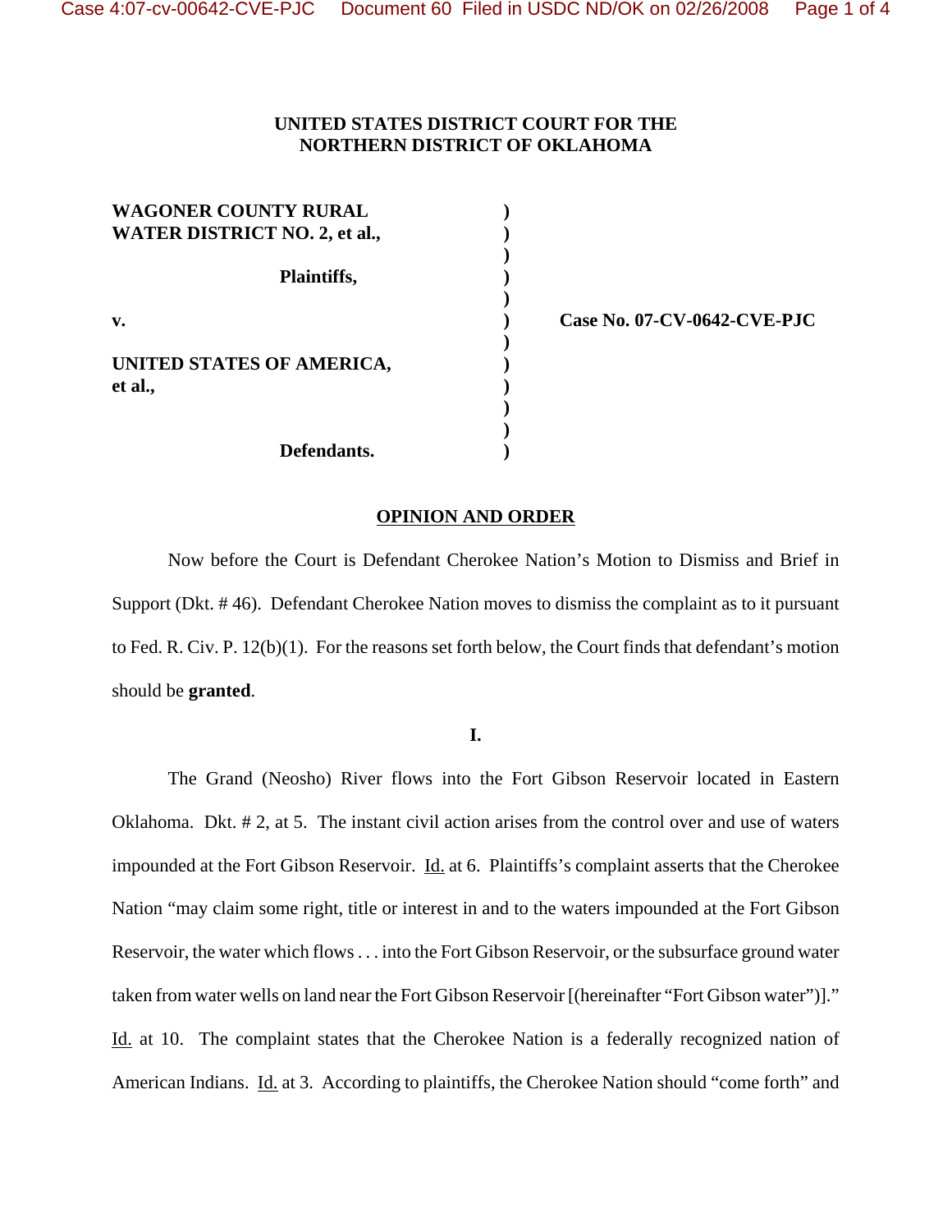**UNITED STATES DISTRICT COURT FOR THE NORTHERN DISTRICT OF OKLAHOMA**

| | | |
|---|---|---|
| **WAGONER COUNTY RURAL WATER DISTRICT NO. 2, et al.,** | ) | |
| **Plaintiffs,** | ) | |
| **v.** | ) | **Case No. 07-CV-0642-CVE-PJC** |
| **UNITED STATES OF AMERICA, et al.,** | ) | |
| **Defendants.** | ) | |

## OPINION AND ORDER

Now before the Court is Defendant Cherokee Nation's Motion to Dismiss and Brief in Support (Dkt. # 46). Defendant Cherokee Nation moves to dismiss the complaint as to it pursuant to Fed. R. Civ. P. 12(b)(1). For the reasons set forth below, the Court finds that defendant's motion should be **granted**.

### I.

The Grand (Neosho) River flows into the Fort Gibson Reservoir located in Eastern Oklahoma. Dkt. # 2, at 5. The instant civil action arises from the control over and use of waters impounded at the Fort Gibson Reservoir. Id. at 6. Plaintiffs's complaint asserts that the Cherokee Nation "may claim some right, title or interest in and to the waters impounded at the Fort Gibson Reservoir, the water which flows . . . into the Fort Gibson Reservoir, or the subsurface ground water taken from water wells on land near the Fort Gibson Reservoir [(hereinafter "Fort Gibson water")]." Id. at 10. The complaint states that the Cherokee Nation is a federally recognized nation of American Indians. Id. at 3. According to plaintiffs, the Cherokee Nation should "come forth" and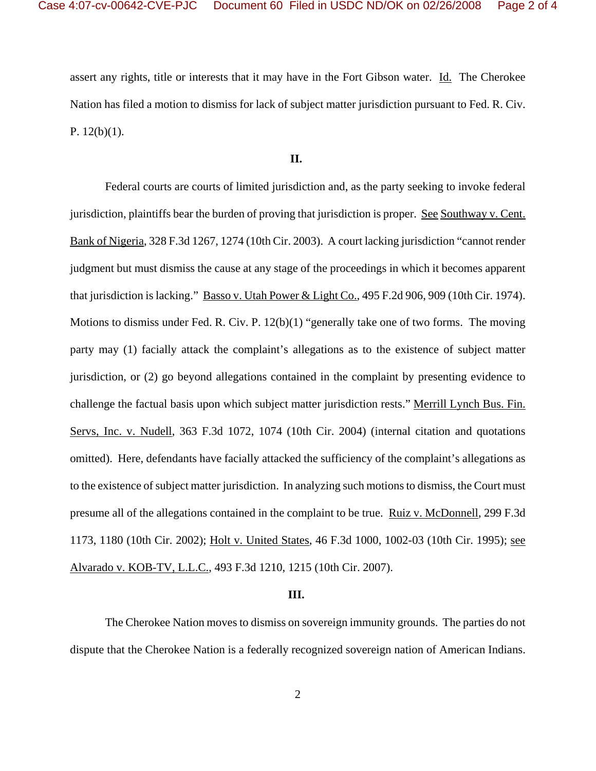assert any rights, title or interests that it may have in the Fort Gibson water. Id. The Cherokee Nation has filed a motion to dismiss for lack of subject matter jurisdiction pursuant to Fed. R. Civ. P. 12(b)(1).

**II.**

Federal courts are courts of limited jurisdiction and, as the party seeking to invoke federal jurisdiction, plaintiffs bear the burden of proving that jurisdiction is proper. See Southway v. Cent. Bank of Nigeria, 328 F.3d 1267, 1274 (10th Cir. 2003). A court lacking jurisdiction "cannot render judgment but must dismiss the cause at any stage of the proceedings in which it becomes apparent that jurisdiction is lacking." Basso v. Utah Power & Light Co., 495 F.2d 906, 909 (10th Cir. 1974). Motions to dismiss under Fed. R. Civ. P. 12(b)(1) "generally take one of two forms. The moving party may (1) facially attack the complaint's allegations as to the existence of subject matter jurisdiction, or (2) go beyond allegations contained in the complaint by presenting evidence to challenge the factual basis upon which subject matter jurisdiction rests." Merrill Lynch Bus. Fin. Servs, Inc. v. Nudell, 363 F.3d 1072, 1074 (10th Cir. 2004) (internal citation and quotations omitted). Here, defendants have facially attacked the sufficiency of the complaint's allegations as to the existence of subject matter jurisdiction. In analyzing such motions to dismiss, the Court must presume all of the allegations contained in the complaint to be true. Ruiz v. McDonnell, 299 F.3d 1173, 1180 (10th Cir. 2002); Holt v. United States, 46 F.3d 1000, 1002-03 (10th Cir. 1995); see Alvarado v. KOB-TV, L.L.C., 493 F.3d 1210, 1215 (10th Cir. 2007).

**III.**

The Cherokee Nation moves to dismiss on sovereign immunity grounds. The parties do not dispute that the Cherokee Nation is a federally recognized sovereign nation of American Indians.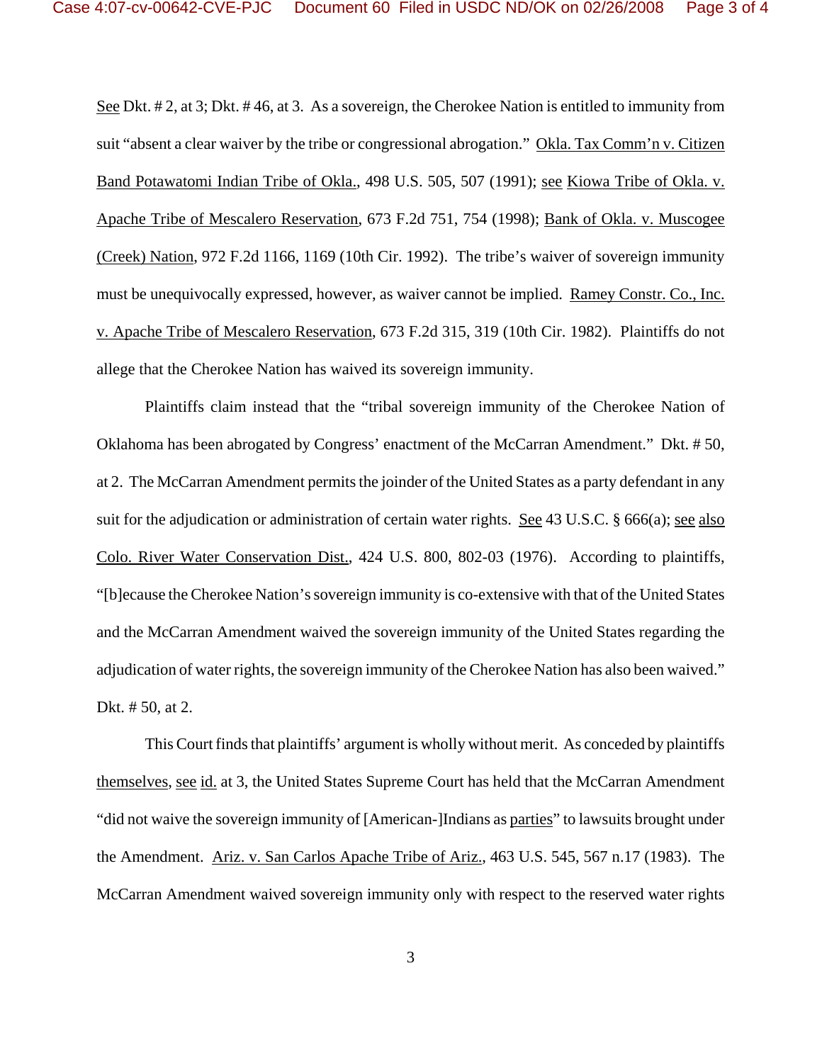See Dkt. # 2, at 3; Dkt. # 46, at 3. As a sovereign, the Cherokee Nation is entitled to immunity from suit "absent a clear waiver by the tribe or congressional abrogation." Okla. Tax Comm'n v. Citizen Band Potawatomi Indian Tribe of Okla., 498 U.S. 505, 507 (1991); see Kiowa Tribe of Okla. v. Apache Tribe of Mescalero Reservation, 673 F.2d 751, 754 (1998); Bank of Okla. v. Muscogee (Creek) Nation, 972 F.2d 1166, 1169 (10th Cir. 1992). The tribe's waiver of sovereign immunity must be unequivocally expressed, however, as waiver cannot be implied. Ramey Constr. Co., Inc. v. Apache Tribe of Mescalero Reservation, 673 F.2d 315, 319 (10th Cir. 1982). Plaintiffs do not allege that the Cherokee Nation has waived its sovereign immunity.

Plaintiffs claim instead that the "tribal sovereign immunity of the Cherokee Nation of Oklahoma has been abrogated by Congress' enactment of the McCarran Amendment." Dkt. # 50, at 2. The McCarran Amendment permits the joinder of the United States as a party defendant in any suit for the adjudication or administration of certain water rights. See 43 U.S.C. § 666(a); see also Colo. River Water Conservation Dist., 424 U.S. 800, 802-03 (1976). According to plaintiffs, "[b]ecause the Cherokee Nation's sovereign immunity is co-extensive with that of the United States and the McCarran Amendment waived the sovereign immunity of the United States regarding the adjudication of water rights, the sovereign immunity of the Cherokee Nation has also been waived." Dkt. # 50, at 2.

This Court finds that plaintiffs' argument is wholly without merit. As conceded by plaintiffs themselves, see id. at 3, the United States Supreme Court has held that the McCarran Amendment "did not waive the sovereign immunity of [American-]Indians as parties" to lawsuits brought under the Amendment. Ariz. v. San Carlos Apache Tribe of Ariz., 463 U.S. 545, 567 n.17 (1983). The McCarran Amendment waived sovereign immunity only with respect to the reserved water rights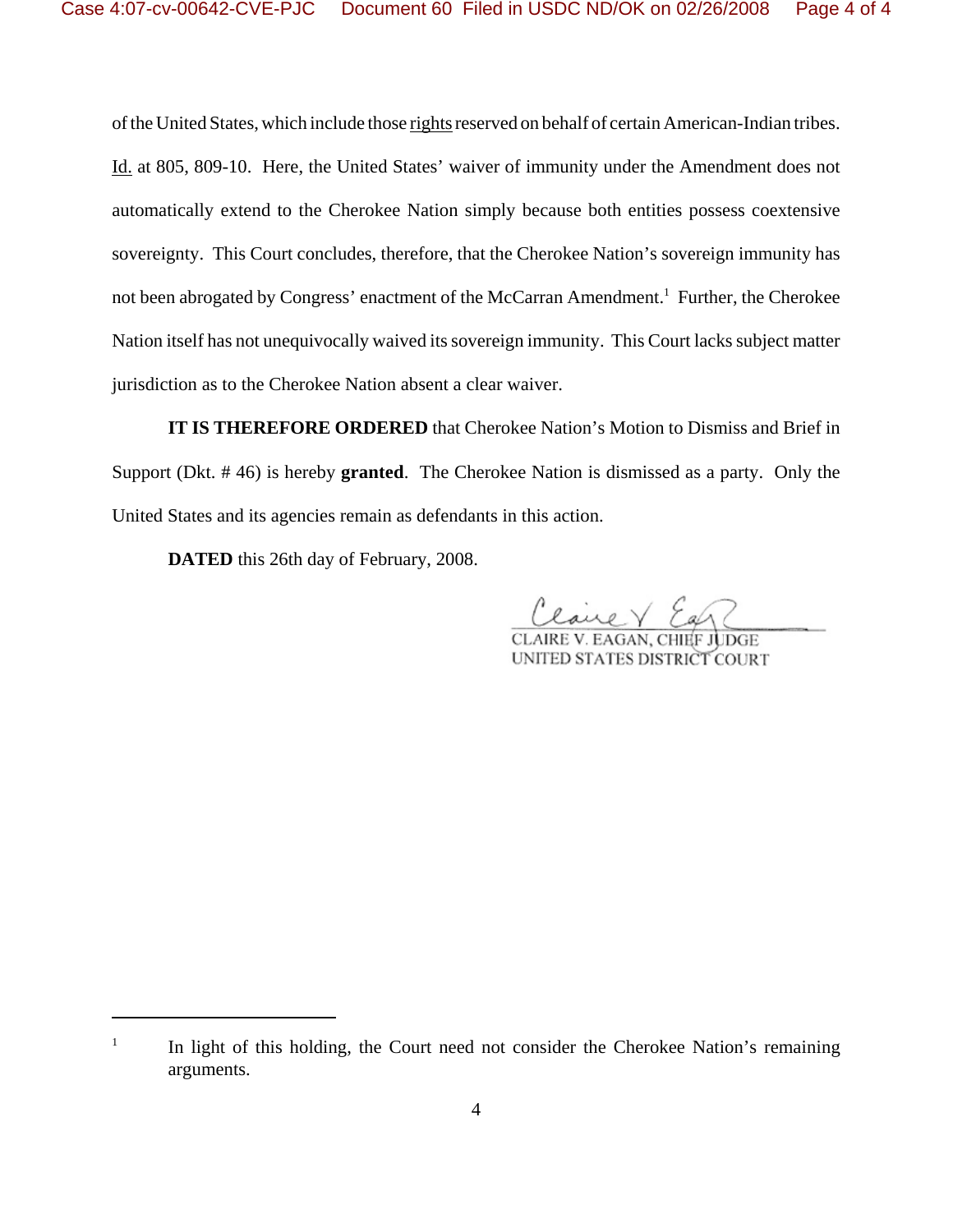of the United States, which include those rights reserved on behalf of certain American-Indian tribes. Id. at 805, 809-10. Here, the United States' waiver of immunity under the Amendment does not automatically extend to the Cherokee Nation simply because both entities possess coextensive sovereignty. This Court concludes, therefore, that the Cherokee Nation's sovereign immunity has not been abrogated by Congress' enactment of the McCarran Amendment.[1] Further, the Cherokee Nation itself has not unequivocally waived its sovereign immunity. This Court lacks subject matter jurisdiction as to the Cherokee Nation absent a clear waiver.

**IT IS THEREFORE ORDERED** that Cherokee Nation's Motion to Dismiss and Brief in Support (Dkt. # 46) is hereby **granted**. The Cherokee Nation is dismissed as a party. Only the United States and its agencies remain as defendants in this action.

**DATED** this 26th day of February, 2008.

Claire V. Eagan

CLAIRE V. EAGAN, CHIEF JUDGE
UNITED STATES DISTRICT COURT

---

[1] In light of this holding, the Court need not consider the Cherokee Nation's remaining arguments.